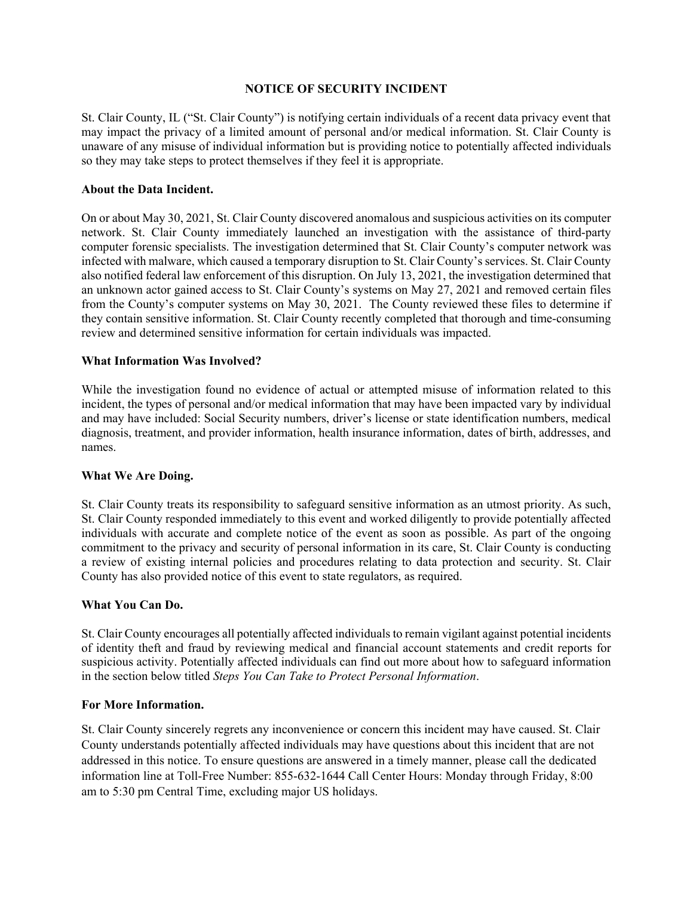# NOTICE OF SECURITY INCIDENT

St. Clair County, IL ("St. Clair County") is notifying certain individuals of a recent data privacy event that may impact the privacy of a limited amount of personal and/or medical information. St. Clair County is unaware of any misuse of individual information but is providing notice to potentially affected individuals so they may take steps to protect themselves if they feel it is appropriate.

**About the Data Incident.**

On or about May 30, 2021, St. Clair County discovered anomalous and suspicious activities on its computer network. St. Clair County immediately launched an investigation with the assistance of third-party computer forensic specialists. The investigation determined that St. Clair County's computer network was infected with malware, which caused a temporary disruption to St. Clair County's services. St. Clair County also notified federal law enforcement of this disruption. On July 13, 2021, the investigation determined that an unknown actor gained access to St. Clair County's systems on May 27, 2021 and removed certain files from the County's computer systems on May 30, 2021. The County reviewed these files to determine if they contain sensitive information. St. Clair County recently completed that thorough and time-consuming review and determined sensitive information for certain individuals was impacted.

**What Information Was Involved?**

While the investigation found no evidence of actual or attempted misuse of information related to this incident, the types of personal and/or medical information that may have been impacted vary by individual and may have included: Social Security numbers, driver's license or state identification numbers, medical diagnosis, treatment, and provider information, health insurance information, dates of birth, addresses, and names.

**What We Are Doing.**

St. Clair County treats its responsibility to safeguard sensitive information as an utmost priority. As such, St. Clair County responded immediately to this event and worked diligently to provide potentially affected individuals with accurate and complete notice of the event as soon as possible. As part of the ongoing commitment to the privacy and security of personal information in its care, St. Clair County is conducting a review of existing internal policies and procedures relating to data protection and security. St. Clair County has also provided notice of this event to state regulators, as required.

**What You Can Do.**

St. Clair County encourages all potentially affected individuals to remain vigilant against potential incidents of identity theft and fraud by reviewing medical and financial account statements and credit reports for suspicious activity. Potentially affected individuals can find out more about how to safeguard information in the section below titled *Steps You Can Take to Protect Personal Information*.

**For More Information.**

St. Clair County sincerely regrets any inconvenience or concern this incident may have caused. St. Clair County understands potentially affected individuals may have questions about this incident that are not addressed in this notice. To ensure questions are answered in a timely manner, please call the dedicated information line at Toll-Free Number: 855-632-1644 Call Center Hours: Monday through Friday, 8:00 am to 5:30 pm Central Time, excluding major US holidays.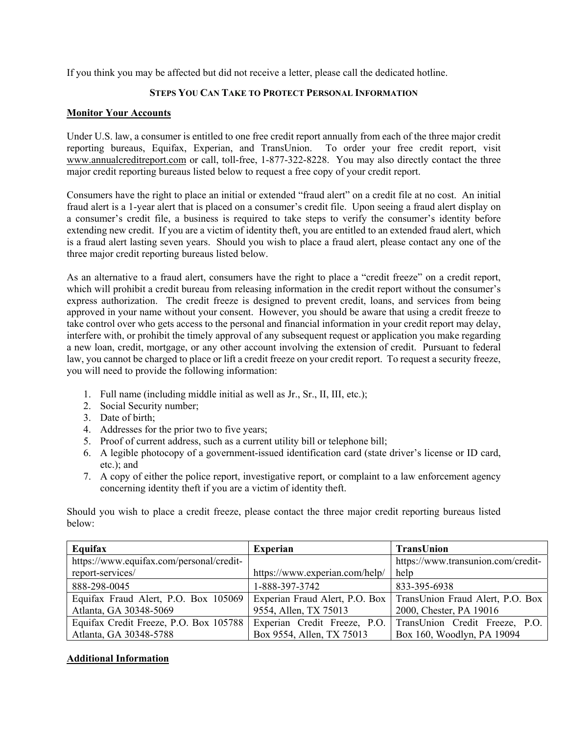If you think you may be affected but did not receive a letter, please call the dedicated hotline.

## Steps You Can Take to Protect Personal Information

### Monitor Your Accounts

Under U.S. law, a consumer is entitled to one free credit report annually from each of the three major credit reporting bureaus, Equifax, Experian, and TransUnion. To order your free credit report, visit www.annualcreditreport.com or call, toll-free, 1-877-322-8228. You may also directly contact the three major credit reporting bureaus listed below to request a free copy of your credit report.

Consumers have the right to place an initial or extended "fraud alert" on a credit file at no cost. An initial fraud alert is a 1-year alert that is placed on a consumer's credit file. Upon seeing a fraud alert display on a consumer's credit file, a business is required to take steps to verify the consumer's identity before extending new credit. If you are a victim of identity theft, you are entitled to an extended fraud alert, which is a fraud alert lasting seven years. Should you wish to place a fraud alert, please contact any one of the three major credit reporting bureaus listed below.

As an alternative to a fraud alert, consumers have the right to place a "credit freeze" on a credit report, which will prohibit a credit bureau from releasing information in the credit report without the consumer's express authorization. The credit freeze is designed to prevent credit, loans, and services from being approved in your name without your consent. However, you should be aware that using a credit freeze to take control over who gets access to the personal and financial information in your credit report may delay, interfere with, or prohibit the timely approval of any subsequent request or application you make regarding a new loan, credit, mortgage, or any other account involving the extension of credit. Pursuant to federal law, you cannot be charged to place or lift a credit freeze on your credit report. To request a security freeze, you will need to provide the following information:

1. Full name (including middle initial as well as Jr., Sr., II, III, etc.);
2. Social Security number;
3. Date of birth;
4. Addresses for the prior two to five years;
5. Proof of current address, such as a current utility bill or telephone bill;
6. A legible photocopy of a government-issued identification card (state driver's license or ID card, etc.); and
7. A copy of either the police report, investigative report, or complaint to a law enforcement agency concerning identity theft if you are a victim of identity theft.

Should you wish to place a credit freeze, please contact the three major credit reporting bureaus listed below:

| Equifax | Experian | TransUnion |
|---|---|---|
| https://www.equifax.com/personal/credit-report-services/ | https://www.experian.com/help/ | https://www.transunion.com/credit-help |
| 888-298-0045 | 1-888-397-3742 | 833-395-6938 |
| Equifax Fraud Alert, P.O. Box 105069 Atlanta, GA 30348-5069 | Experian Fraud Alert, P.O. Box 9554, Allen, TX 75013 | TransUnion Fraud Alert, P.O. Box 2000, Chester, PA 19016 |
| Equifax Credit Freeze, P.O. Box 105788 Atlanta, GA 30348-5788 | Experian Credit Freeze, P.O. Box 9554, Allen, TX 75013 | TransUnion Credit Freeze, P.O. Box 160, Woodlyn, PA 19094 |

### Additional Information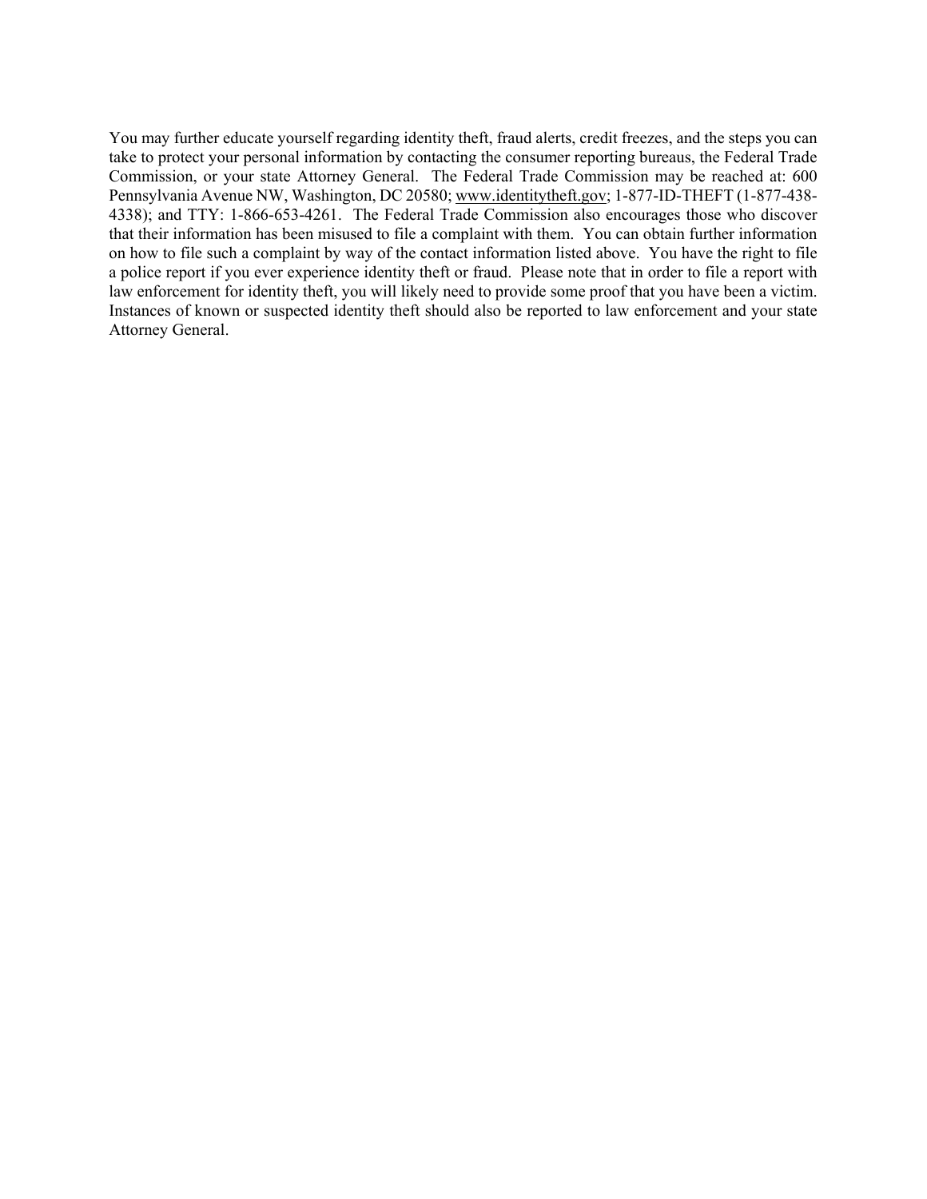You may further educate yourself regarding identity theft, fraud alerts, credit freezes, and the steps you can take to protect your personal information by contacting the consumer reporting bureaus, the Federal Trade Commission, or your state Attorney General. The Federal Trade Commission may be reached at: 600 Pennsylvania Avenue NW, Washington, DC 20580; www.identitytheft.gov; 1-877-ID-THEFT (1-877-438-4338); and TTY: 1-866-653-4261. The Federal Trade Commission also encourages those who discover that their information has been misused to file a complaint with them. You can obtain further information on how to file such a complaint by way of the contact information listed above. You have the right to file a police report if you ever experience identity theft or fraud. Please note that in order to file a report with law enforcement for identity theft, you will likely need to provide some proof that you have been a victim. Instances of known or suspected identity theft should also be reported to law enforcement and your state Attorney General.